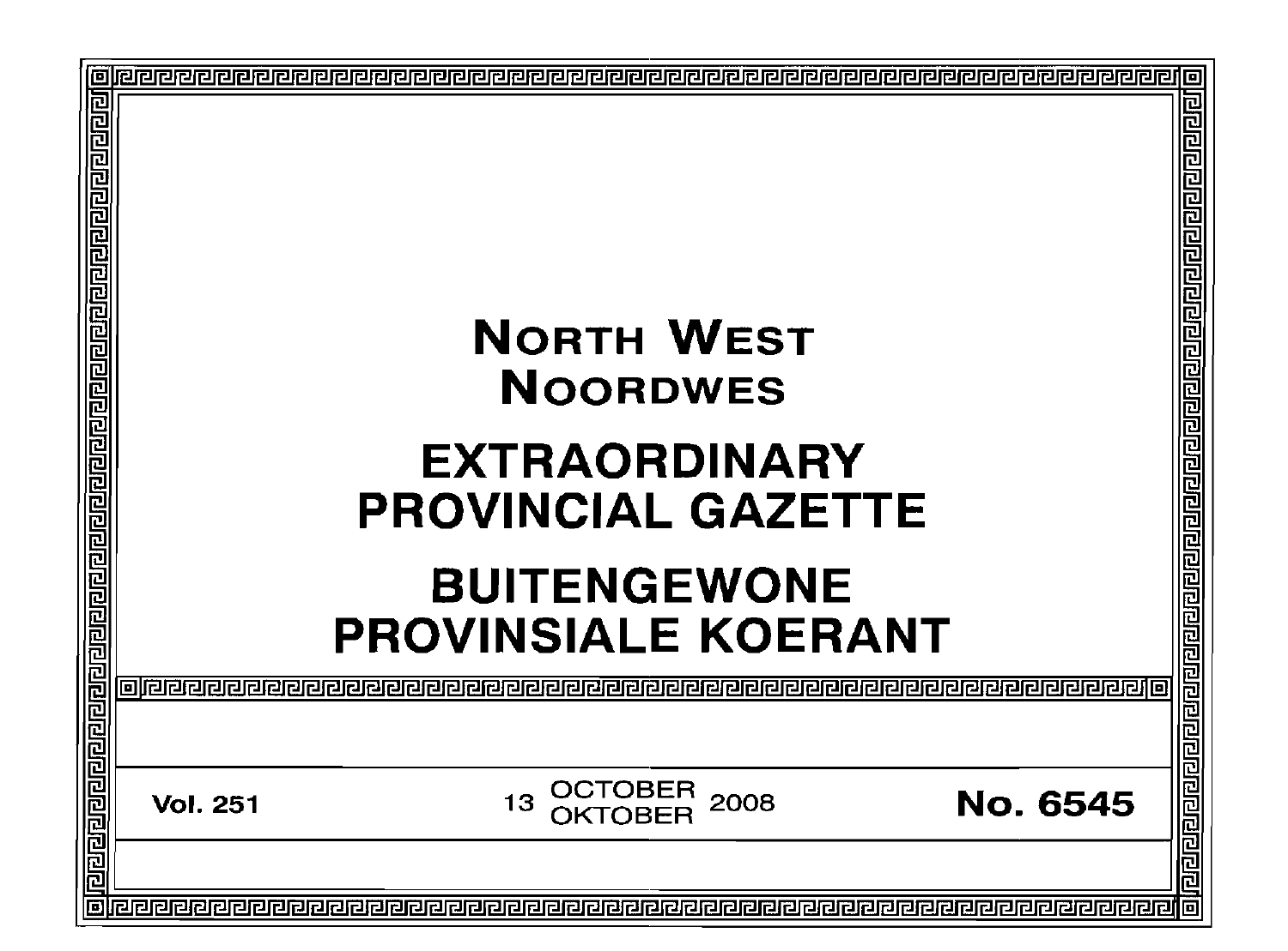# NORTH WEST
# NOORDWES

# EXTRAORDINARY PROVINCIAL GAZETTE

# BUITENGEWONE PROVINSIALE KOERANT

**Vol. 251** 13 OCTOBER / OKTOBER 2008 **No. 6545**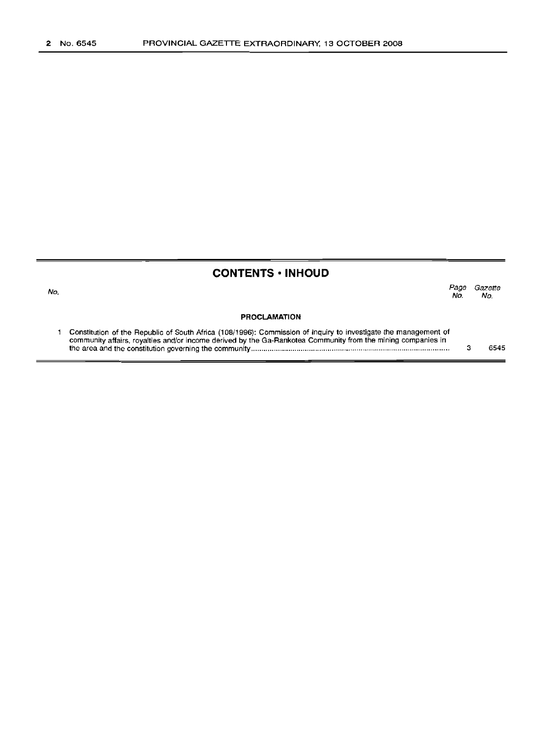## CONTENTS • INHOUD

| No. | | Page No. | Gazette No. |
|---|---|---|---|
| | **PROCLAMATION** | | |
| 1 | Constitution of the Republic of South Africa (108/1996): Commission of Inquiry to investigate the management of community affairs, royalties and/or income derived by the Ga-Rankotea Community from the mining companies in the area and the constitution governing the community | 3 | 6545 |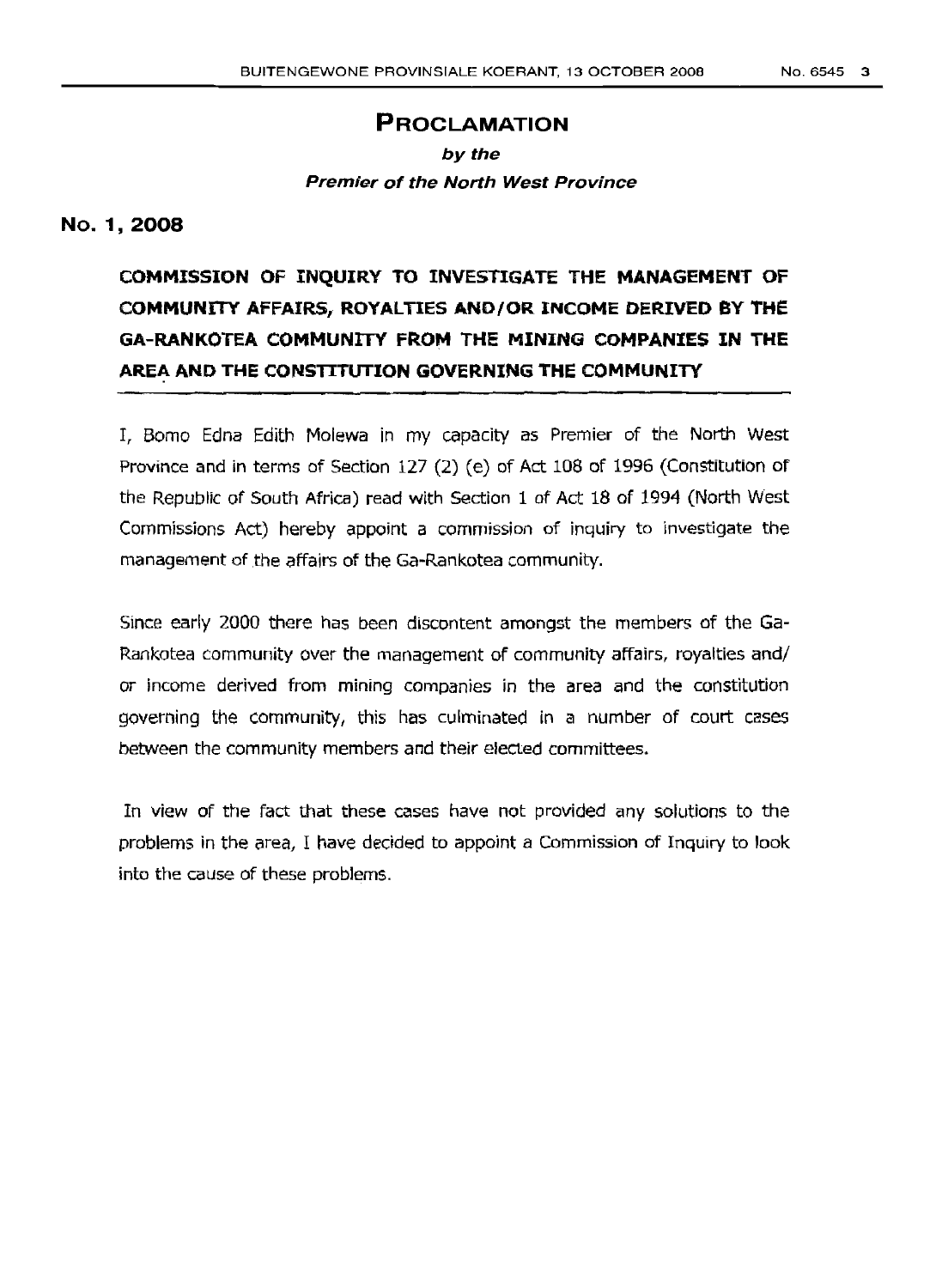# PROCLAMATION

***by the***

***Premier of the North West Province***

## No. 1, 2008

### COMMISSION OF INQUIRY TO INVESTIGATE THE MANAGEMENT OF COMMUNITY AFFAIRS, ROYALTIES AND/OR INCOME DERIVED BY THE GA-RANKOTEA COMMUNITY FROM THE MINING COMPANIES IN THE AREA AND THE CONSTITUTION GOVERNING THE COMMUNITY

I, Bomo Edna Edith Molewa in my capacity as Premier of the North West Province and in terms of Section 127 (2) (e) of Act 108 of 1996 (Constitution of the Republic of South Africa) read with Section 1 of Act 18 of 1994 (North West Commissions Act) hereby appoint a commission of inquiry to investigate the management of the affairs of the Ga-Rankotea community.

Since early 2000 there has been discontent amongst the members of the Ga-Rankotea community over the management of community affairs, royalties and/ or income derived from mining companies in the area and the constitution governing the community, this has culminated in a number of court cases between the community members and their elected committees.

In view of the fact that these cases have not provided any solutions to the problems in the area, I have decided to appoint a Commission of Inquiry to look into the cause of these problems.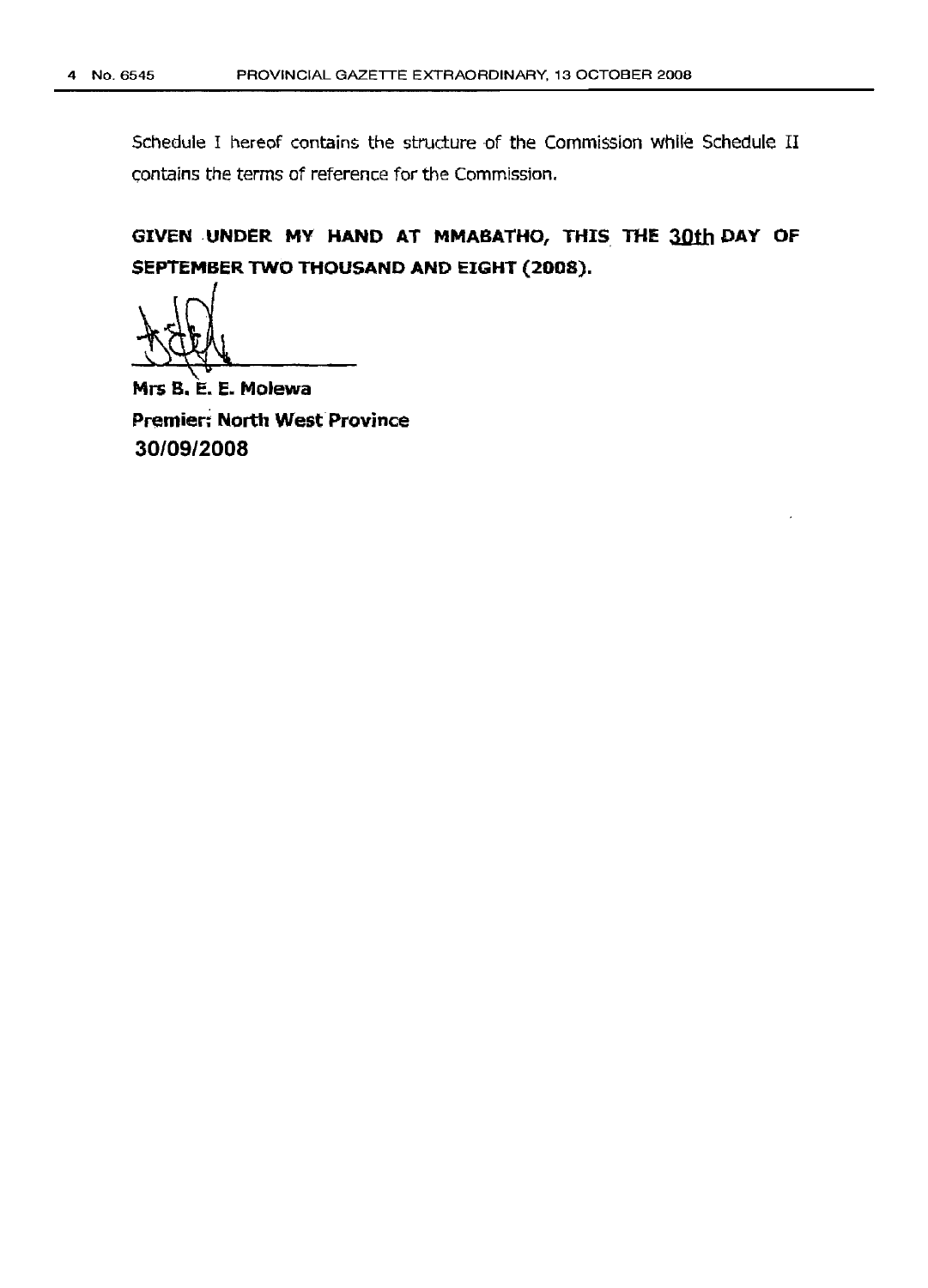Schedule I hereof contains the structure of the Commission while Schedule II contains the terms of reference for the Commission.

**GIVEN UNDER MY HAND AT MMABATHO, THIS THE 30th DAY OF SEPTEMBER TWO THOUSAND AND EIGHT (2008).**

**Mrs B. E. E. Molewa**
**Premier: North West Province**
**30/09/2008**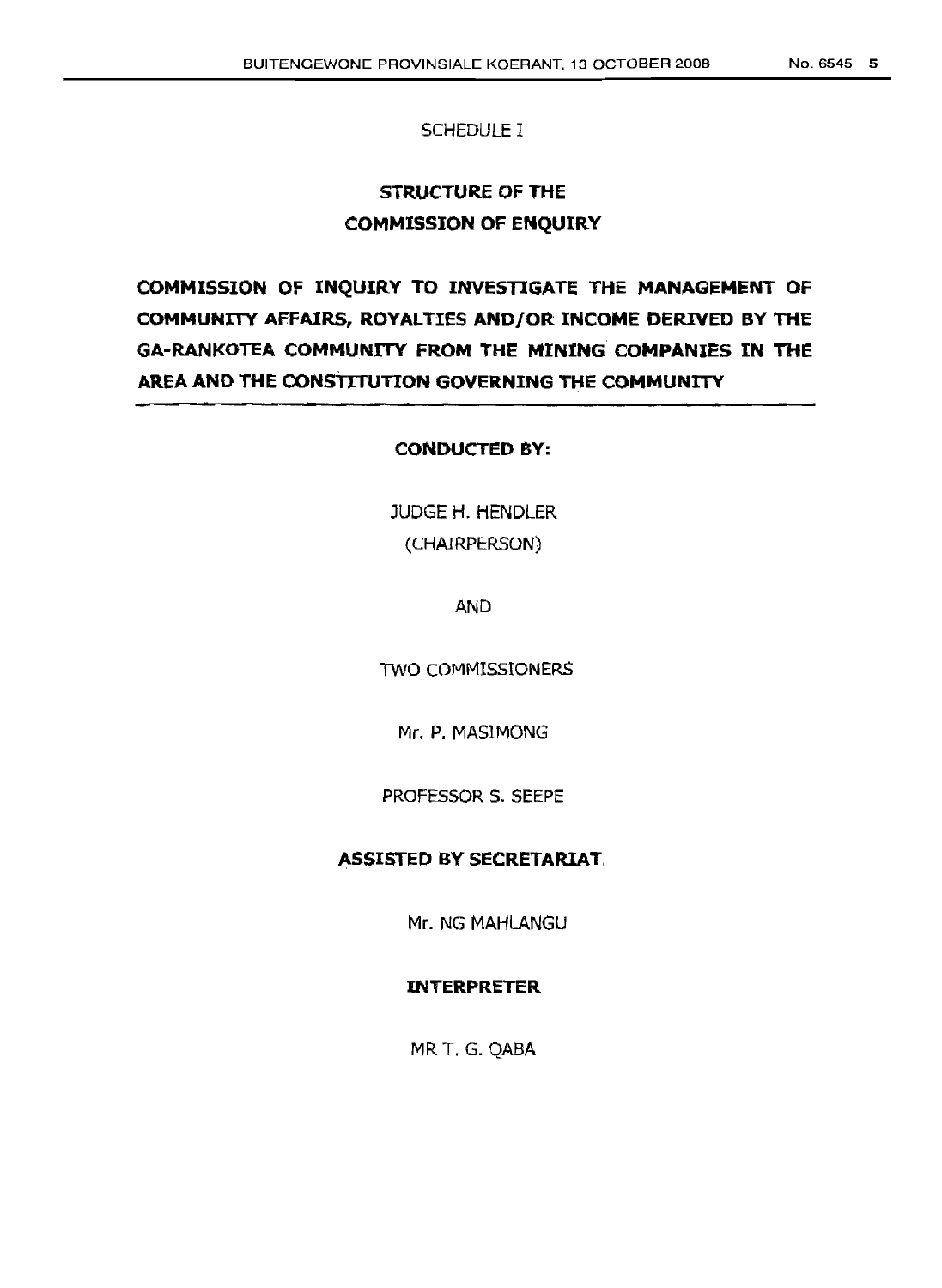SCHEDULE I

## STRUCTURE OF THE COMMISSION OF ENQUIRY

## COMMISSION OF INQUIRY TO INVESTIGATE THE MANAGEMENT OF COMMUNITY AFFAIRS, ROYALTIES AND/OR INCOME DERIVED BY THE GA-RANKOTEA COMMUNITY FROM THE MINING COMPANIES IN THE AREA AND THE CONSTITUTION GOVERNING THE COMMUNITY

**CONDUCTED BY:**

JUDGE H. HENDLER
(CHAIRPERSON)

AND

TWO COMMISSIONERS

Mr. P. MASIMONG

PROFESSOR S. SEEPE

**ASSISTED BY SECRETARIAT**

Mr. NG MAHLANGU

**INTERPRETER**

MR T. G. QABA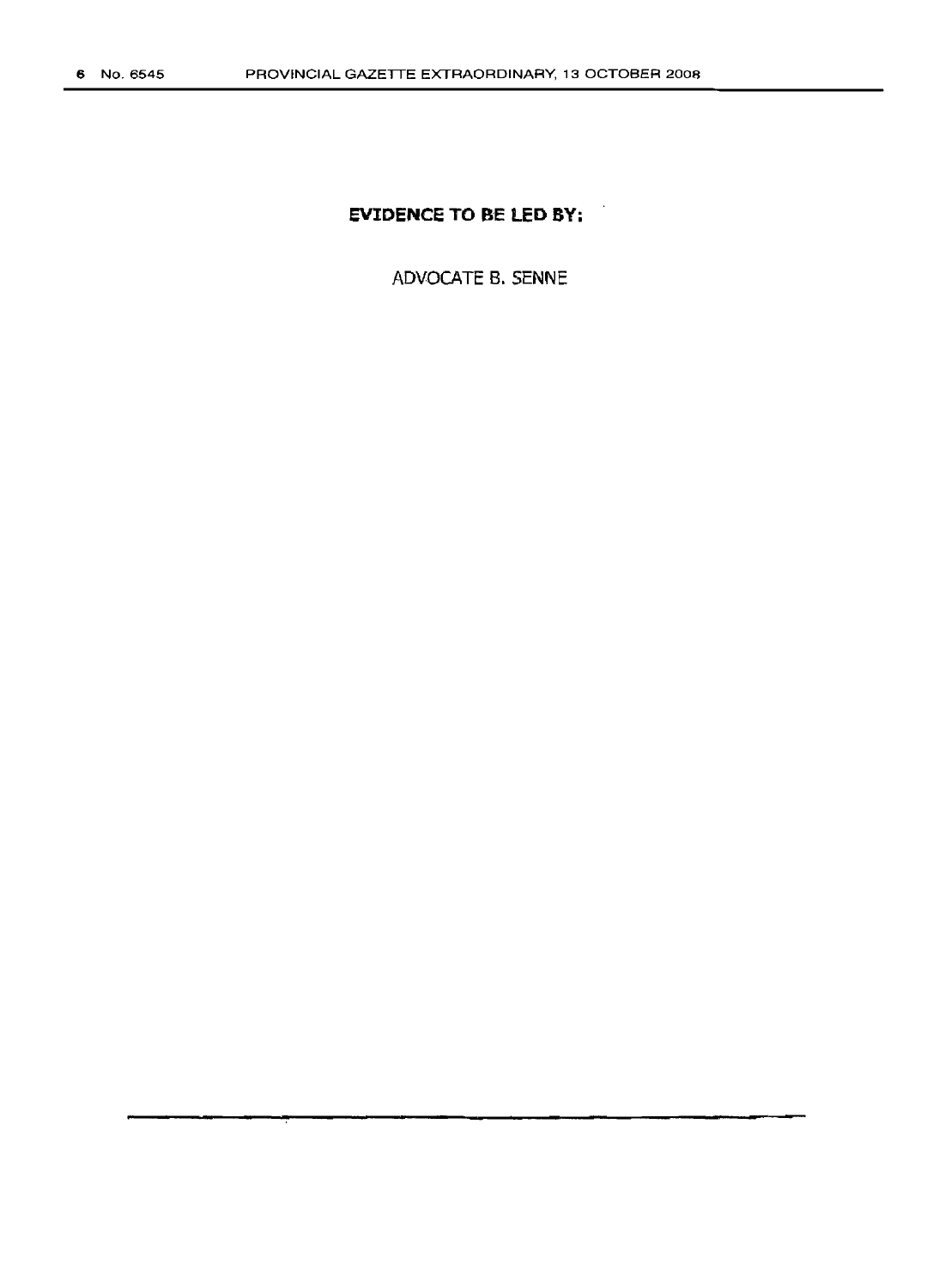**EVIDENCE TO BE LED BY:**

ADVOCATE B. SENNE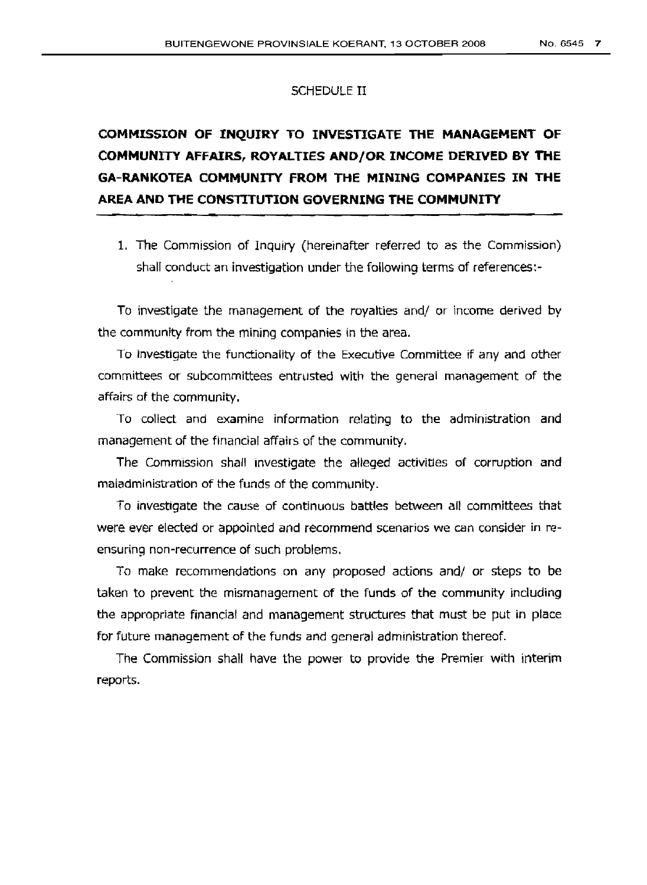SCHEDULE II

## COMMISSION OF INQUIRY TO INVESTIGATE THE MANAGEMENT OF COMMUNITY AFFAIRS, ROYALTIES AND/OR INCOME DERIVED BY THE GA-RANKOTEA COMMUNITY FROM THE MINING COMPANIES IN THE AREA AND THE CONSTITUTION GOVERNING THE COMMUNITY

1. The Commission of Inquiry (hereinafter referred to as the Commission) shall conduct an investigation under the following terms of references:-

To investigate the management of the royalties and/ or income derived by the community from the mining companies in the area.

To investigate the functionality of the Executive Committee if any and other committees or subcommittees entrusted with the general management of the affairs of the community.

To collect and examine information relating to the administration and management of the financial affairs of the community.

The Commission shall investigate the alleged activities of corruption and maladministration of the funds of the community.

To investigate the cause of continuous battles between all committees that were ever elected or appointed and recommend scenarios we can consider in re-ensuring non-recurrence of such problems.

To make recommendations on any proposed actions and/ or steps to be taken to prevent the mismanagement of the funds of the community including the appropriate financial and management structures that must be put in place for future management of the funds and general administration thereof.

The Commission shall have the power to provide the Premier with interim reports.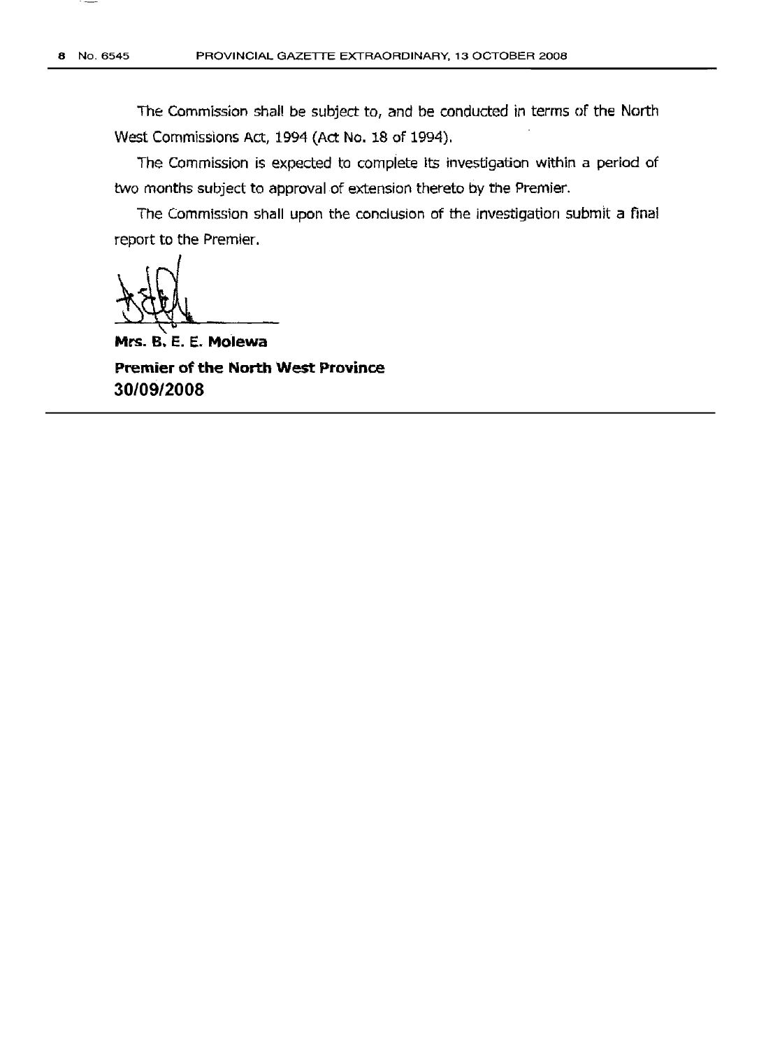The Commission shall be subject to, and be conducted in terms of the North West Commissions Act, 1994 (Act No. 18 of 1994).

The Commission is expected to complete its investigation within a period of two months subject to approval of extension thereto by the Premier.

The Commission shall upon the conclusion of the investigation submit a final report to the Premier.

**Mrs. B. E. E. Molewa**
**Premier of the North West Province**
**30/09/2008**